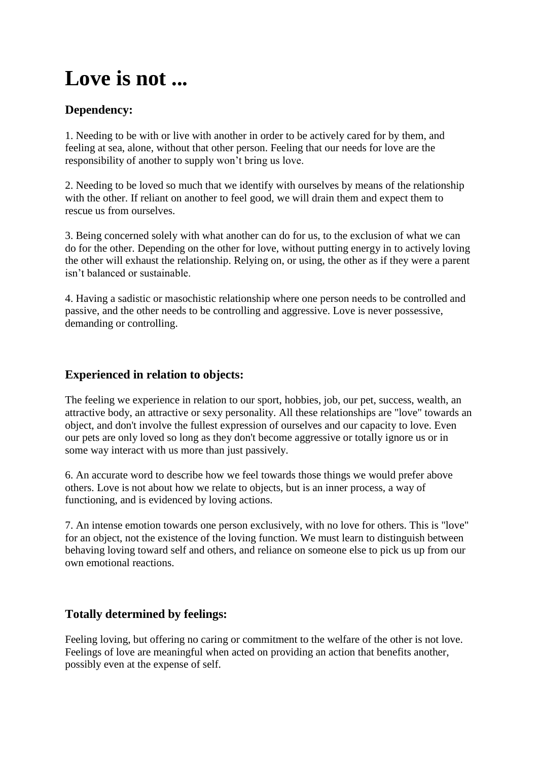# Love is not ...

### Dependency:

1. Needing to be with or live with another in order to be actively cared for by them, and feeling at sea, alone, without that other person. Feeling that our needs for love are the responsibility of another to supply won't bring us love.

2. Needing to be loved so much that we identify with ourselves by means of the relationship with the other. If reliant on another to feel good, we will drain them and expect them to rescue us from ourselves.

3. Being concerned solely with what another can do for us, to the exclusion of what we can do for the other. Depending on the other for love, without putting energy in to actively loving the other will exhaust the relationship. Relying on, or using, the other as if they were a parent isn't balanced or sustainable.

4. Having a sadistic or masochistic relationship where one person needs to be controlled and passive, and the other needs to be controlling and aggressive. Love is never possessive, demanding or controlling.

### Experienced in relation to objects:

The feeling we experience in relation to our sport, hobbies, job, our pet, success, wealth, an attractive body, an attractive or sexy personality. All these relationships are "love" towards an object, and don't involve the fullest expression of ourselves and our capacity to love. Even our pets are only loved so long as they don't become aggressive or totally ignore us or in some way interact with us more than just passively.

6. An accurate word to describe how we feel towards those things we would prefer above others. Love is not about how we relate to objects, but is an inner process, a way of functioning, and is evidenced by loving actions.

7. An intense emotion towards one person exclusively, with no love for others. This is "love" for an object, not the existence of the loving function. We must learn to distinguish between behaving loving toward self and others, and reliance on someone else to pick us up from our own emotional reactions.

### Totally determined by feelings:

Feeling loving, but offering no caring or commitment to the welfare of the other is not love. Feelings of love are meaningful when acted on providing an action that benefits another, possibly even at the expense of self.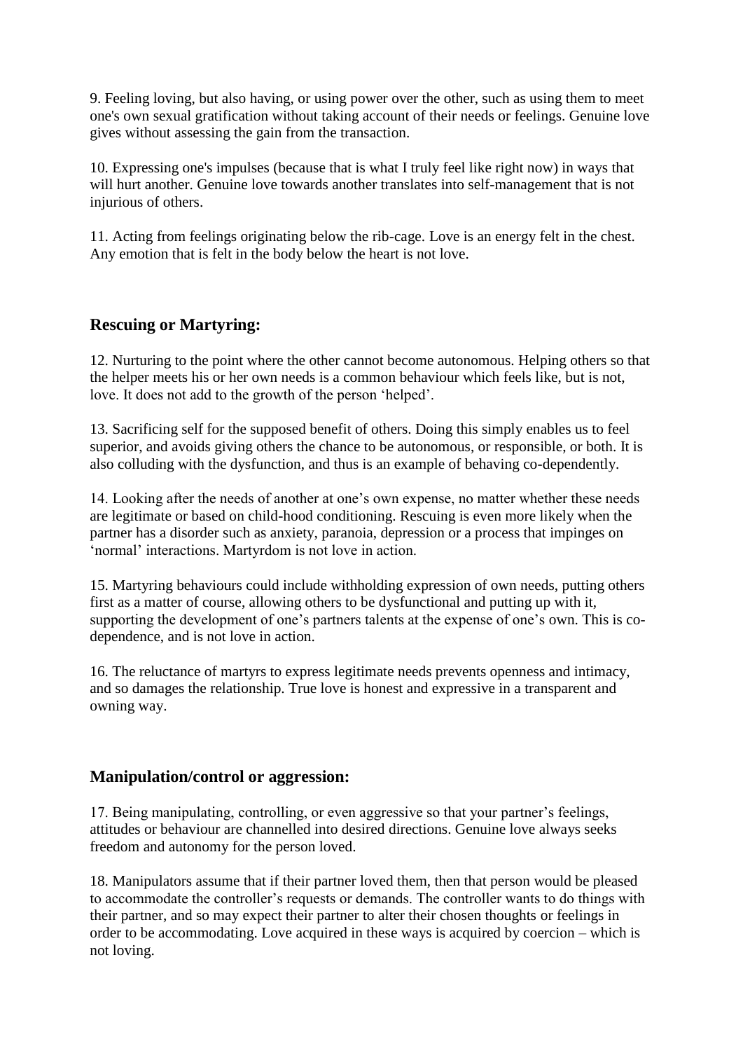9. Feeling loving, but also having, or using power over the other, such as using them to meet one's own sexual gratification without taking account of their needs or feelings. Genuine love gives without assessing the gain from the transaction.

10. Expressing one's impulses (because that is what I truly feel like right now) in ways that will hurt another. Genuine love towards another translates into self-management that is not injurious of others.

11. Acting from feelings originating below the rib-cage. Love is an energy felt in the chest. Any emotion that is felt in the body below the heart is not love.

## Rescuing or Martyring:

12. Nurturing to the point where the other cannot become autonomous. Helping others so that the helper meets his or her own needs is a common behaviour which feels like, but is not, love. It does not add to the growth of the person 'helped'.

13. Sacrificing self for the supposed benefit of others. Doing this simply enables us to feel superior, and avoids giving others the chance to be autonomous, or responsible, or both. It is also colluding with the dysfunction, and thus is an example of behaving co-dependently.

14. Looking after the needs of another at one's own expense, no matter whether these needs are legitimate or based on child-hood conditioning. Rescuing is even more likely when the partner has a disorder such as anxiety, paranoia, depression or a process that impinges on 'normal' interactions. Martyrdom is not love in action.

15. Martyring behaviours could include withholding expression of own needs, putting others first as a matter of course, allowing others to be dysfunctional and putting up with it, supporting the development of one's partners talents at the expense of one's own. This is co-dependence, and is not love in action.

16. The reluctance of martyrs to express legitimate needs prevents openness and intimacy, and so damages the relationship. True love is honest and expressive in a transparent and owning way.

## Manipulation/control or aggression:

17. Being manipulating, controlling, or even aggressive so that your partner's feelings, attitudes or behaviour are channelled into desired directions. Genuine love always seeks freedom and autonomy for the person loved.

18. Manipulators assume that if their partner loved them, then that person would be pleased to accommodate the controller's requests or demands. The controller wants to do things with their partner, and so may expect their partner to alter their chosen thoughts or feelings in order to be accommodating. Love acquired in these ways is acquired by coercion – which is not loving.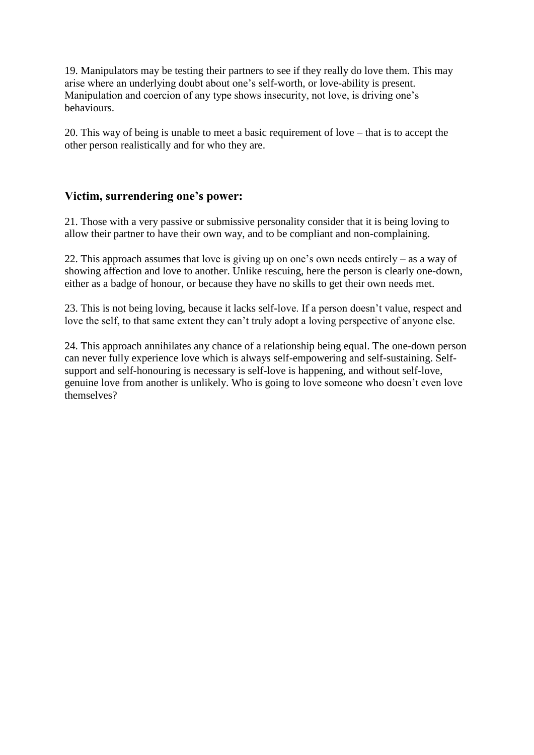19. Manipulators may be testing their partners to see if they really do love them. This may arise where an underlying doubt about one's self-worth, or love-ability is present. Manipulation and coercion of any type shows insecurity, not love, is driving one's behaviours.

20. This way of being is unable to meet a basic requirement of love – that is to accept the other person realistically and for who they are.

### Victim, surrendering one's power:

21. Those with a very passive or submissive personality consider that it is being loving to allow their partner to have their own way, and to be compliant and non-complaining.

22. This approach assumes that love is giving up on one's own needs entirely – as a way of showing affection and love to another. Unlike rescuing, here the person is clearly one-down, either as a badge of honour, or because they have no skills to get their own needs met.

23. This is not being loving, because it lacks self-love. If a person doesn't value, respect and love the self, to that same extent they can't truly adopt a loving perspective of anyone else.

24. This approach annihilates any chance of a relationship being equal. The one-down person can never fully experience love which is always self-empowering and self-sustaining. Self-support and self-honouring is necessary is self-love is happening, and without self-love, genuine love from another is unlikely. Who is going to love someone who doesn't even love themselves?